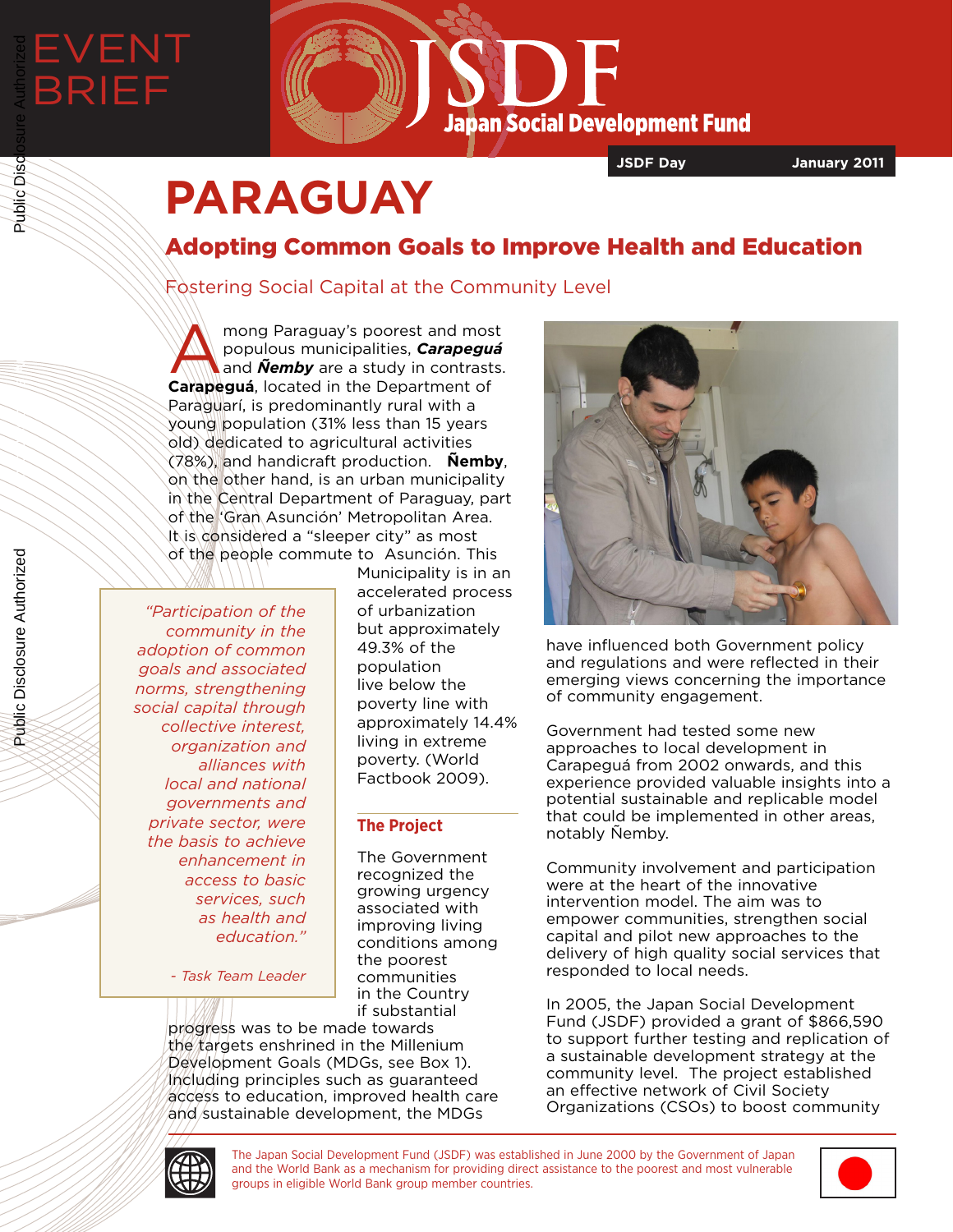EVENT BRIEF

**JSDF Day** | **January 2011**

# PARAGUAY

## Adopting Common Goals to Improve Health and Education

### Fostering Social Capital at the Community Level

Among Paraguay's poorest and most populous municipalities, ***Carapeguá*** and ***Ñemby*** are a study in contrasts. **Carapeguá**, located in the Department of Paraguarí, is predominantly rural with a young population (31% less than 15 years old) dedicated to agricultural activities (78%), and handicraft production. **Ñemby**, on the other hand, is an urban municipality in the Central Department of Paraguay, part of the 'Gran Asunción' Metropolitan Area. It is considered a "sleeper city" as most of the people commute to Asunción. This Municipality is in an accelerated process of urbanization but approximately 49.3% of the population live below the poverty line with approximately 14.4% living in extreme poverty. (World Factbook 2009).

> *"Participation of the community in the adoption of common goals and associated norms, strengthening social capital through collective interest, organization and alliances with local and national governments and private sector, were the basis to achieve enhancement in access to basic services, such as health and education."*
>
> *- Task Team Leader*

### The Project

The Government recognized the growing urgency associated with improving living conditions among the poorest communities in the Country if substantial progress was to be made towards the targets enshrined in the Millenium Development Goals (MDGs, see Box 1). Including principles such as guaranteed access to education, improved health care and sustainable development, the MDGs have influenced both Government policy and regulations and were reflected in their emerging views concerning the importance of community engagement.

Government had tested some new approaches to local development in Carapeguá from 2002 onwards, and this experience provided valuable insights into a potential sustainable and replicable model that could be implemented in other areas, notably Ñemby.

Community involvement and participation were at the heart of the innovative intervention model. The aim was to empower communities, strengthen social capital and pilot new approaches to the delivery of high quality social services that responded to local needs.

In 2005, the Japan Social Development Fund (JSDF) provided a grant of $866,590 to support further testing and replication of a sustainable development strategy at the community level. The project established an effective network of Civil Society Organizations (CSOs) to boost community

The Japan Social Development Fund (JSDF) was established in June 2000 by the Government of Japan and the World Bank as a mechanism for providing direct assistance to the poorest and most vulnerable groups in eligible World Bank group member countries.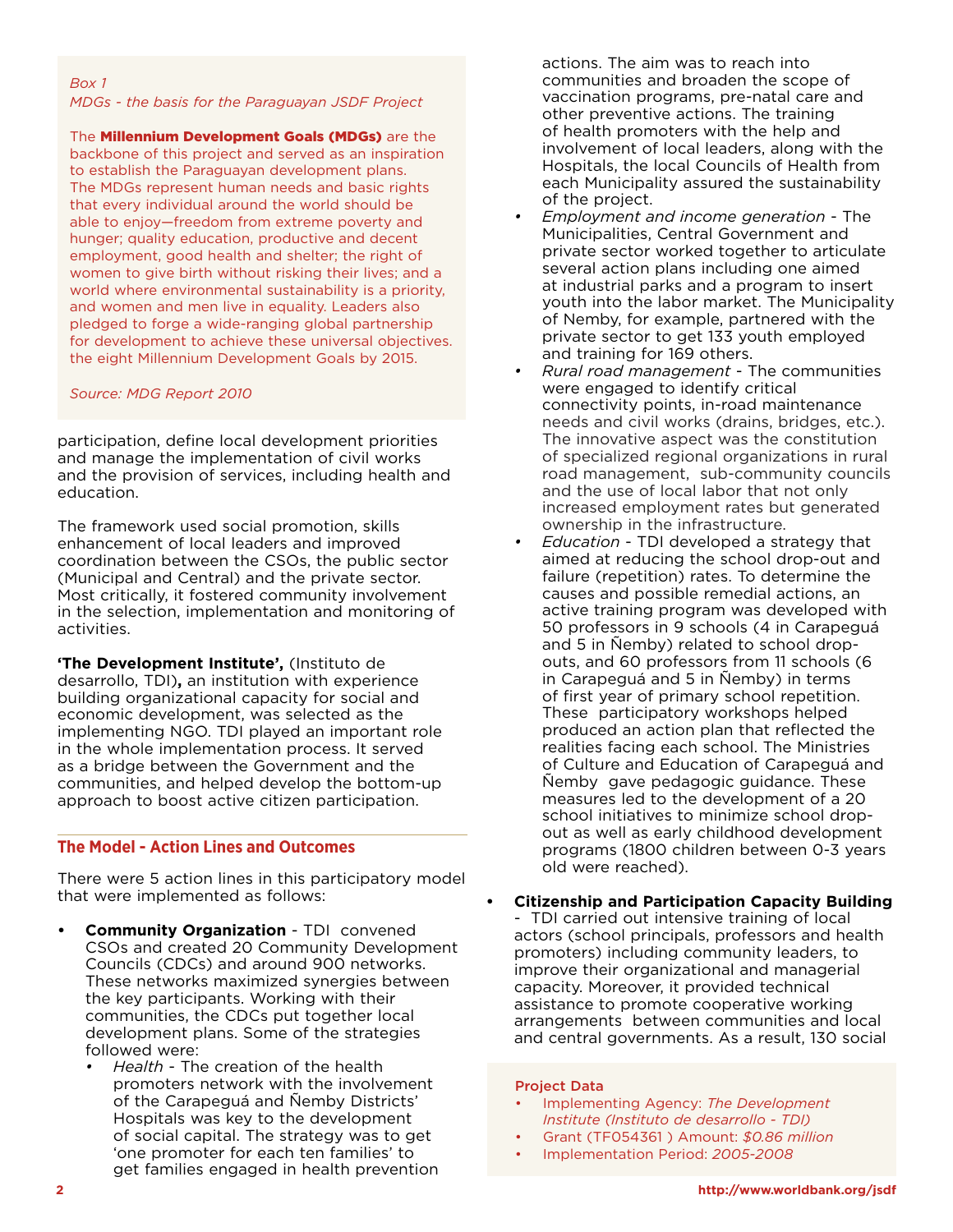*Box 1*
*MDGs - the basis for the Paraguayan JSDF Project*

The **Millennium Development Goals (MDGs)** are the backbone of this project and served as an inspiration to establish the Paraguayan development plans. The MDGs represent human needs and basic rights that every individual around the world should be able to enjoy—freedom from extreme poverty and hunger; quality education, productive and decent employment, good health and shelter; the right of women to give birth without risking their lives; and a world where environmental sustainability is a priority, and women and men live in equality. Leaders also pledged to forge a wide-ranging global partnership for development to achieve these universal objectives. the eight Millennium Development Goals by 2015.

*Source: MDG Report 2010*

participation, define local development priorities and manage the implementation of civil works and the provision of services, including health and education.

The framework used social promotion, skills enhancement of local leaders and improved coordination between the CSOs, the public sector (Municipal and Central) and the private sector. Most critically, it fostered community involvement in the selection, implementation and monitoring of activities.

**'The Development Institute',** (Instituto de desarrollo, TDI)**,** an institution with experience building organizational capacity for social and economic development, was selected as the implementing NGO. TDI played an important role in the whole implementation process. It served as a bridge between the Government and the communities, and helped develop the bottom-up approach to boost active citizen participation.

## The Model - Action Lines and Outcomes

There were 5 action lines in this participatory model that were implemented as follows:

- **Community Organization** - TDI convened CSOs and created 20 Community Development Councils (CDCs) and around 900 networks. These networks maximized synergies between the key participants. Working with their communities, the CDCs put together local development plans. Some of the strategies followed were:
  - *Health* - The creation of the health promoters network with the involvement of the Carapeguá and Ñemby Districts' Hospitals was key to the development of social capital. The strategy was to get 'one promoter for each ten families' to get families engaged in health prevention actions. The aim was to reach into communities and broaden the scope of vaccination programs, pre-natal care and other preventive actions. The training of health promoters with the help and involvement of local leaders, along with the Hospitals, the local Councils of Health from each Municipality assured the sustainability of the project.
  - *Employment and income generation* - The Municipalities, Central Government and private sector worked together to articulate several action plans including one aimed at industrial parks and a program to insert youth into the labor market. The Municipality of Nemby, for example, partnered with the private sector to get 133 youth employed and training for 169 others.
  - *Rural road management* - The communities were engaged to identify critical connectivity points, in-road maintenance needs and civil works (drains, bridges, etc.). The innovative aspect was the constitution of specialized regional organizations in rural road management, sub-community councils and the use of local labor that not only increased employment rates but generated ownership in the infrastructure.
  - *Education* - TDI developed a strategy that aimed at reducing the school drop-out and failure (repetition) rates. To determine the causes and possible remedial actions, an active training program was developed with 50 professors in 9 schools (4 in Carapeguá and 5 in Ñemby) related to school drop-outs, and 60 professors from 11 schools (6 in Carapeguá and 5 in Ñemby) in terms of first year of primary school repetition. These participatory workshops helped produced an action plan that reflected the realities facing each school. The Ministries of Culture and Education of Carapeguá and Ñemby gave pedagogic guidance. These measures led to the development of a 20 school initiatives to minimize school drop-out as well as early childhood development programs (1800 children between 0-3 years old were reached).

- **Citizenship and Participation Capacity Building** - TDI carried out intensive training of local actors (school principals, professors and health promoters) including community leaders, to improve their organizational and managerial capacity. Moreover, it provided technical assistance to promote cooperative working arrangements between communities and local and central governments. As a result, 130 social

**Project Data**

- Implementing Agency: *The Development Institute (Instituto de desarrollo - TDI)*
- Grant (TF054361 ) Amount: *$0.86 million*
- Implementation Period: *2005-2008*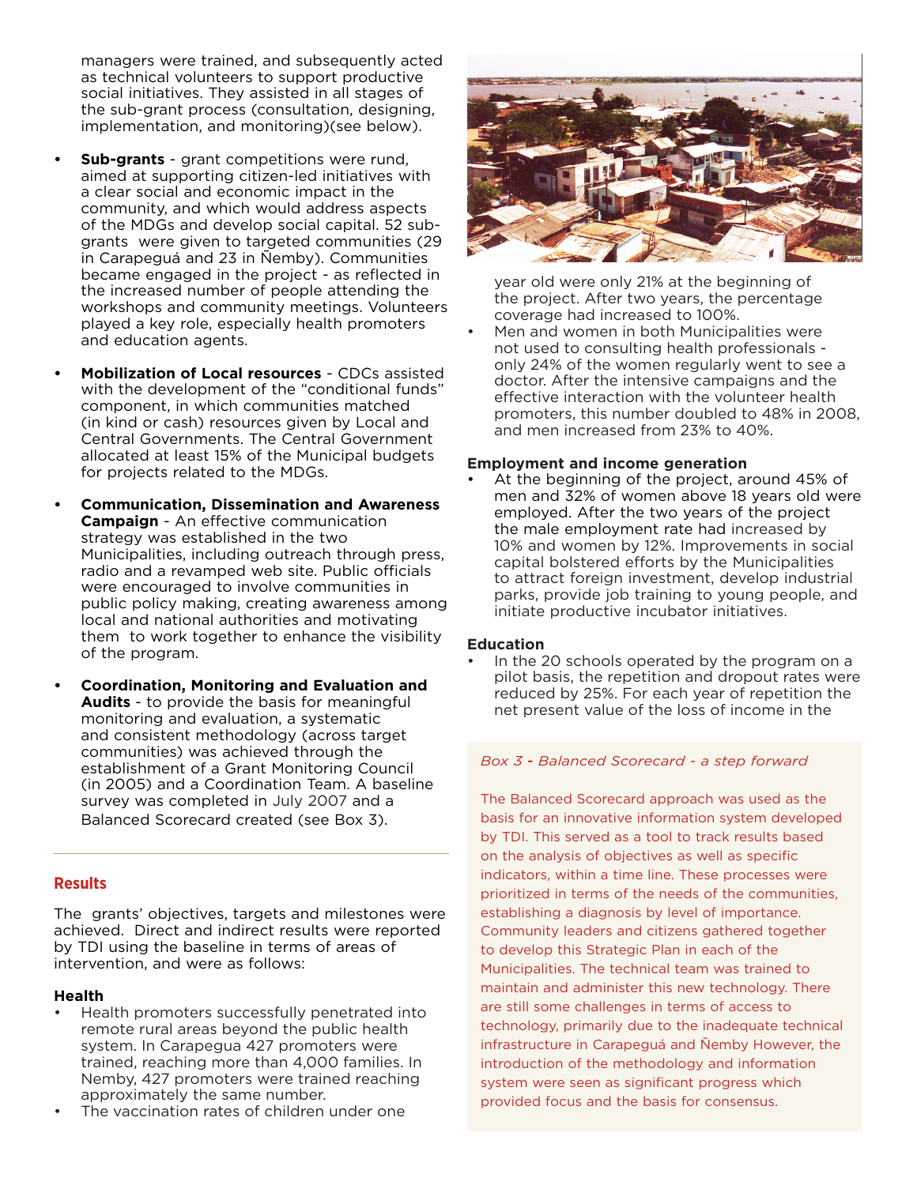managers were trained, and subsequently acted as technical volunteers to support productive social initiatives. They assisted in all stages of the sub-grant process (consultation, designing, implementation, and monitoring)(see below).

- **Sub-grants** - grant competitions were rund, aimed at supporting citizen-led initiatives with a clear social and economic impact in the community, and which would address aspects of the MDGs and develop social capital. 52 sub-grants were given to targeted communities (29 in Carapeguá and 23 in Ñemby). Communities became engaged in the project - as reflected in the increased number of people attending the workshops and community meetings. Volunteers played a key role, especially health promoters and education agents.

- **Mobilization of Local resources** - CDCs assisted with the development of the "conditional funds" component, in which communities matched (in kind or cash) resources given by Local and Central Governments. The Central Government allocated at least 15% of the Municipal budgets for projects related to the MDGs.

- **Communication, Dissemination and Awareness Campaign** - An effective communication strategy was established in the two Municipalities, including outreach through press, radio and a revamped web site. Public officials were encouraged to involve communities in public policy making, creating awareness among local and national authorities and motivating them to work together to enhance the visibility of the program.

- **Coordination, Monitoring and Evaluation and Audits** - to provide the basis for meaningful monitoring and evaluation, a systematic and consistent methodology (across target communities) was achieved through the establishment of a Grant Monitoring Council (in 2005) and a Coordination Team. A baseline survey was completed in July 2007 and a Balanced Scorecard created (see Box 3).

## Results

The grants' objectives, targets and milestones were achieved. Direct and indirect results were reported by TDI using the baseline in terms of areas of intervention, and were as follows:

### Health

- Health promoters successfully penetrated into remote rural areas beyond the public health system. In Carapegua 427 promoters were trained, reaching more than 4,000 families. In Nemby, 427 promoters were trained reaching approximately the same number.
- The vaccination rates of children under one year old were only 21% at the beginning of the project. After two years, the percentage coverage had increased to 100%.
- Men and women in both Municipalities were not used to consulting health professionals - only 24% of the women regularly went to see a doctor. After the intensive campaigns and the effective interaction with the volunteer health promoters, this number doubled to 48% in 2008, and men increased from 23% to 40%.

### Employment and income generation

- At the beginning of the project, around 45% of men and 32% of women above 18 years old were employed. After the two years of the project the male employment rate had increased by 10% and women by 12%. Improvements in social capital bolstered efforts by the Municipalities to attract foreign investment, develop industrial parks, provide job training to young people, and initiate productive incubator initiatives.

### Education

- In the 20 schools operated by the program on a pilot basis, the repetition and dropout rates were reduced by 25%. For each year of repetition the net present value of the loss of income in the

> *Box 3 - Balanced Scorecard - a step forward*
>
> The Balanced Scorecard approach was used as the basis for an innovative information system developed by TDI. This served as a tool to track results based on the analysis of objectives as well as specific indicators, within a time line. These processes were prioritized in terms of the needs of the communities, establishing a diagnosis by level of importance. Community leaders and citizens gathered together to develop this Strategic Plan in each of the Municipalities. The technical team was trained to maintain and administer this new technology. There are still some challenges in terms of access to technology, primarily due to the inadequate technical infrastructure in Carapeguá and Ñemby However, the introduction of the methodology and information system were seen as significant progress which provided focus and the basis for consensus.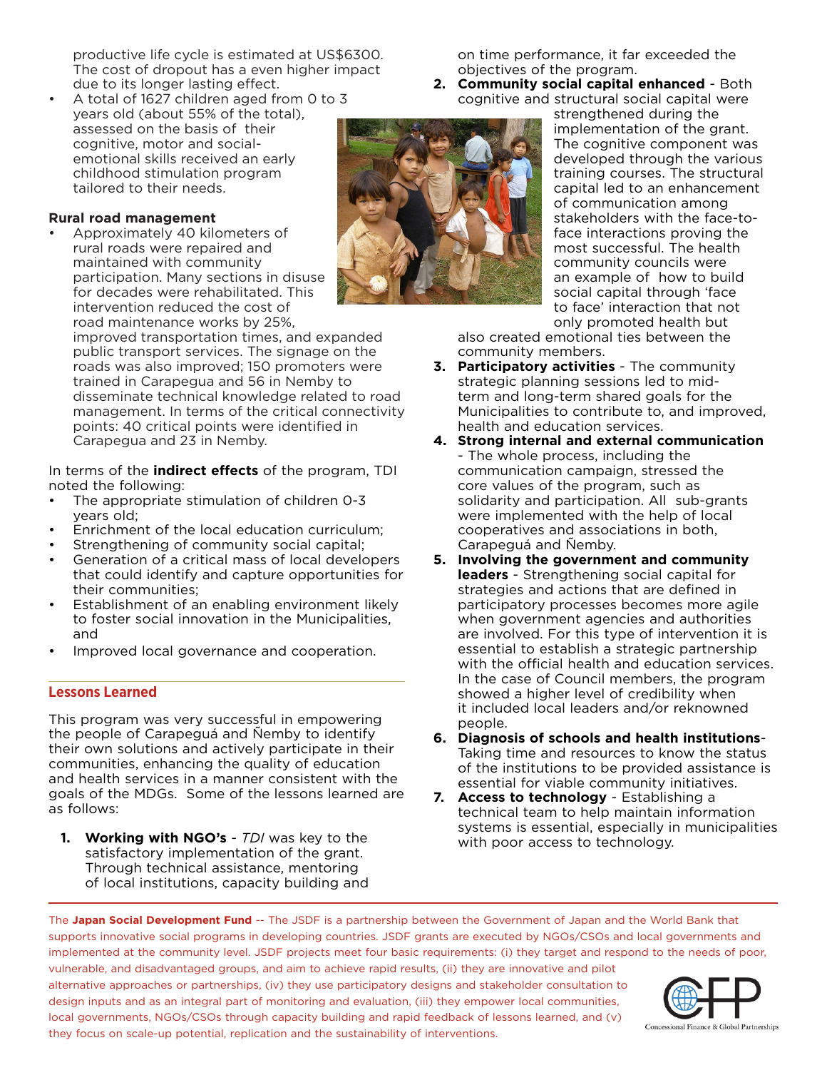productive life cycle is estimated at US$6300. The cost of dropout has a even higher impact due to its longer lasting effect.

- A total of 1627 children aged from 0 to 3 years old (about 55% of the total), assessed on the basis of their cognitive, motor and social-emotional skills received an early childhood stimulation program tailored to their needs.

**Rural road management**

- Approximately 40 kilometers of rural roads were repaired and maintained with community participation. Many sections in disuse for decades were rehabilitated. This intervention reduced the cost of road maintenance works by 25%, improved transportation times, and expanded public transport services. The signage on the roads was also improved; 150 promoters were trained in Carapegua and 56 in Nemby to disseminate technical knowledge related to road management. In terms of the critical connectivity points: 40 critical points were identified in Carapegua and 23 in Nemby.

In terms of the **indirect effects** of the program, TDI noted the following:

- The appropriate stimulation of children 0-3 years old;
- Enrichment of the local education curriculum;
- Strengthening of community social capital;
- Generation of a critical mass of local developers that could identify and capture opportunities for their communities;
- Establishment of an enabling environment likely to foster social innovation in the Municipalities, and
- Improved local governance and cooperation.

## Lessons Learned

This program was very successful in empowering the people of Carapeguá and Ñemby to identify their own solutions and actively participate in their communities, enhancing the quality of education and health services in a manner consistent with the goals of the MDGs. Some of the lessons learned are as follows:

1. **Working with NGO's** - *TDI* was key to the satisfactory implementation of the grant. Through technical assistance, mentoring of local institutions, capacity building and on time performance, it far exceeded the objectives of the program.
2. **Community social capital enhanced** - Both cognitive and structural social capital were strengthened during the implementation of the grant. The cognitive component was developed through the various training courses. The structural capital led to an enhancement of communication among stakeholders with the face-to-face interactions proving the most successful. The health community councils were an example of how to build social capital through 'face to face' interaction that not only promoted health but also created emotional ties between the community members.
3. **Participatory activities** - The community strategic planning sessions led to mid-term and long-term shared goals for the Municipalities to contribute to, and improved, health and education services.
4. **Strong internal and external communication** - The whole process, including the communication campaign, stressed the core values of the program, such as solidarity and participation. All sub-grants were implemented with the help of local cooperatives and associations in both, Carapeguá and Ñemby.
5. **Involving the government and community leaders** - Strengthening social capital for strategies and actions that are defined in participatory processes becomes more agile when government agencies and authorities are involved. For this type of intervention it is essential to establish a strategic partnership with the official health and education services. In the case of Council members, the program showed a higher level of credibility when it included local leaders and/or reknowned people.
6. **Diagnosis of schools and health institutions**- Taking time and resources to know the status of the institutions to be provided assistance is essential for viable community initiatives.
7. **Access to technology** - Establishing a technical team to help maintain information systems is essential, especially in municipalities with poor access to technology.

The **Japan Social Development Fund** -- The JSDF is a partnership between the Government of Japan and the World Bank that supports innovative social programs in developing countries. JSDF grants are executed by NGOs/CSOs and local governments and implemented at the community level. JSDF projects meet four basic requirements: (i) they target and respond to the needs of poor, vulnerable, and disadvantaged groups, and aim to achieve rapid results, (ii) they are innovative and pilot alternative approaches or partnerships, (iv) they use participatory designs and stakeholder consultation to design inputs and as an integral part of monitoring and evaluation, (iii) they empower local communities, local governments, NGOs/CSOs through capacity building and rapid feedback of lessons learned, and (v) they focus on scale-up potential, replication and the sustainability of interventions.

CFP

Concessional Finance & Global Partnerships